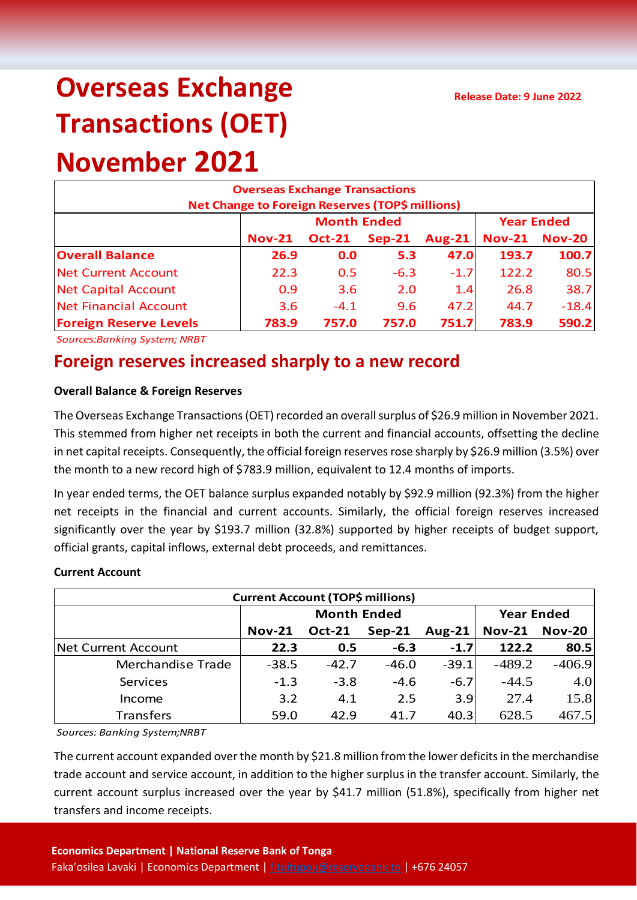# Overseas Exchange Transactions (OET) November 2021

**Release Date: 9 June 2022**

| Overseas Exchange Transactions Net Change to Foreign Reserves (TOP$ millions) | Month Ended | | | | Year Ended | |
|---|---|---|---|---|---|---|
| | **Nov-21** | **Oct-21** | **Sep-21** | **Aug-21** | **Nov-21** | **Nov-20** |
| **Overall Balance** | **26.9** | **0.0** | **5.3** | **47.0** | **193.7** | **100.7** |
| Net Current Account | 22.3 | 0.5 | -6.3 | -1.7 | 122.2 | 80.5 |
| Net Capital Account | 0.9 | 3.6 | 2.0 | 1.4 | 26.8 | 38.7 |
| Net Financial Account | 3.6 | -4.1 | 9.6 | 47.2 | 44.7 | -18.4 |
| **Foreign Reserve Levels** | **783.9** | **757.0** | **757.0** | **751.7** | **783.9** | **590.2** |

*Sources:Banking System; NRBT*

## Foreign reserves increased sharply to a new record

### Overall Balance & Foreign Reserves

The Overseas Exchange Transactions (OET) recorded an overall surplus of $26.9 million in November 2021. This stemmed from higher net receipts in both the current and financial accounts, offsetting the decline in net capital receipts. Consequently, the official foreign reserves rose sharply by $26.9 million (3.5%) over the month to a new record high of $783.9 million, equivalent to 12.4 months of imports.

In year ended terms, the OET balance surplus expanded notably by $92.9 million (92.3%) from the higher net receipts in the financial and current accounts. Similarly, the official foreign reserves increased significantly over the year by $193.7 million (32.8%) supported by higher receipts of budget support, official grants, capital inflows, external debt proceeds, and remittances.

### Current Account

| Current Account (TOP$ millions) | Month Ended | | | | Year Ended | |
|---|---|---|---|---|---|---|
| | **Nov-21** | **Oct-21** | **Sep-21** | **Aug-21** | **Nov-21** | **Nov-20** |
| Net Current Account | **22.3** | **0.5** | **-6.3** | **-1.7** | **122.2** | **80.5** |
| Merchandise Trade | -38.5 | -42.7 | -46.0 | -39.1 | -489.2 | -406.9 |
| Services | -1.3 | -3.8 | -4.6 | -6.7 | -44.5 | 4.0 |
| Income | 3.2 | 4.1 | 2.5 | 3.9 | 27.4 | 15.8 |
| Transfers | 59.0 | 42.9 | 41.7 | 40.3 | 628.5 | 467.5 |

*Sources: Banking System;NRBT*

The current account expanded over the month by $21.8 million from the lower deficits in the merchandise trade account and service account, in addition to the higher surplus in the transfer account. Similarly, the current account surplus increased over the year by $41.7 million (51.8%), specifically from higher net transfers and income receipts.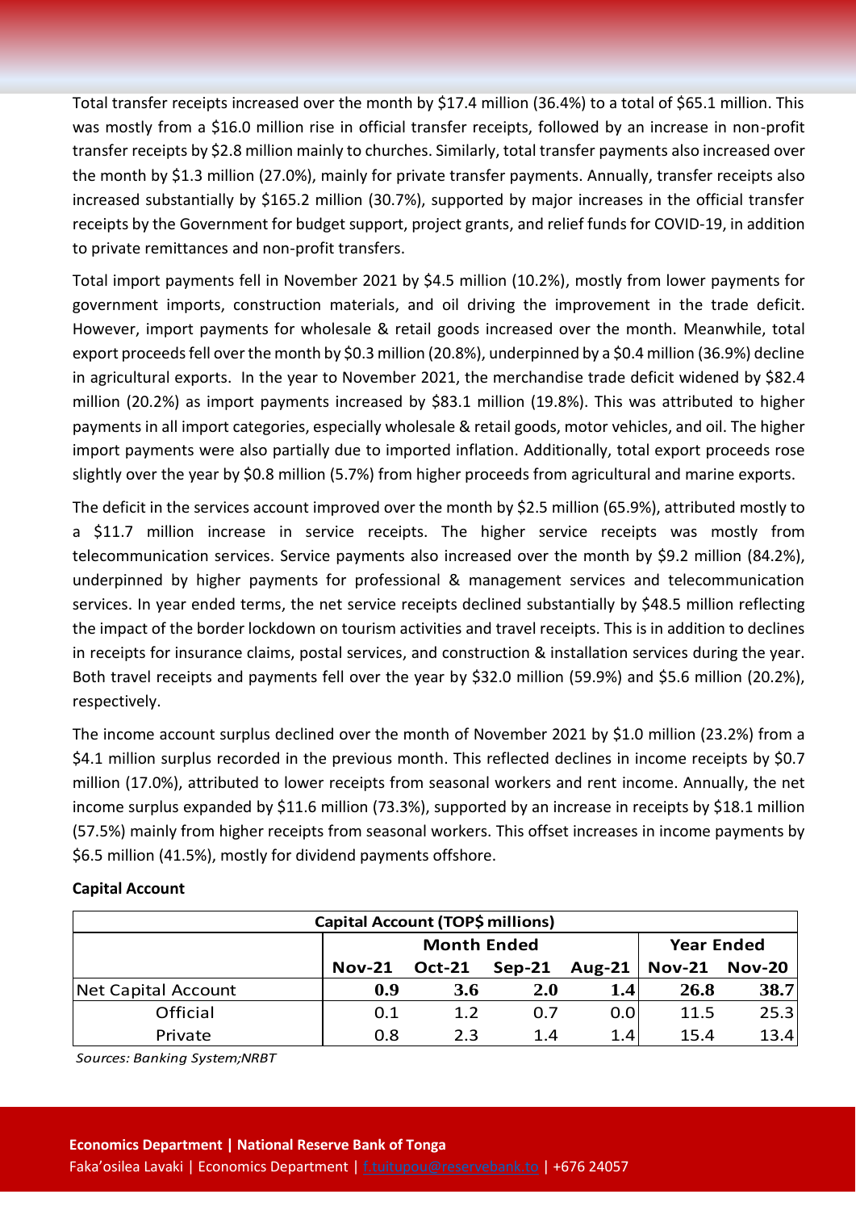Total transfer receipts increased over the month by $17.4 million (36.4%) to a total of $65.1 million. This was mostly from a $16.0 million rise in official transfer receipts, followed by an increase in non-profit transfer receipts by $2.8 million mainly to churches. Similarly, total transfer payments also increased over the month by $1.3 million (27.0%), mainly for private transfer payments. Annually, transfer receipts also increased substantially by $165.2 million (30.7%), supported by major increases in the official transfer receipts by the Government for budget support, project grants, and relief funds for COVID-19, in addition to private remittances and non-profit transfers.

Total import payments fell in November 2021 by $4.5 million (10.2%), mostly from lower payments for government imports, construction materials, and oil driving the improvement in the trade deficit. However, import payments for wholesale & retail goods increased over the month. Meanwhile, total export proceeds fell over the month by $0.3 million (20.8%), underpinned by a $0.4 million (36.9%) decline in agricultural exports. In the year to November 2021, the merchandise trade deficit widened by $82.4 million (20.2%) as import payments increased by $83.1 million (19.8%). This was attributed to higher payments in all import categories, especially wholesale & retail goods, motor vehicles, and oil. The higher import payments were also partially due to imported inflation. Additionally, total export proceeds rose slightly over the year by $0.8 million (5.7%) from higher proceeds from agricultural and marine exports.

The deficit in the services account improved over the month by $2.5 million (65.9%), attributed mostly to a $11.7 million increase in service receipts. The higher service receipts was mostly from telecommunication services. Service payments also increased over the month by $9.2 million (84.2%), underpinned by higher payments for professional & management services and telecommunication services. In year ended terms, the net service receipts declined substantially by $48.5 million reflecting the impact of the border lockdown on tourism activities and travel receipts. This is in addition to declines in receipts for insurance claims, postal services, and construction & installation services during the year. Both travel receipts and payments fell over the year by $32.0 million (59.9%) and $5.6 million (20.2%), respectively.

The income account surplus declined over the month of November 2021 by $1.0 million (23.2%) from a $4.1 million surplus recorded in the previous month. This reflected declines in income receipts by $0.7 million (17.0%), attributed to lower receipts from seasonal workers and rent income. Annually, the net income surplus expanded by $11.6 million (73.3%), supported by an increase in receipts by $18.1 million (57.5%) mainly from higher receipts from seasonal workers. This offset increases in income payments by $6.5 million (41.5%), mostly for dividend payments offshore.

**Capital Account**

| Capital Account (TOP$ millions) | | | | | | |
|---|---|---|---|---|---|---|
| | Month Ended | | | | Year Ended | |
| | Nov-21 | Oct-21 | Sep-21 | Aug-21 | Nov-21 | Nov-20 |
| Net Capital Account | **0.9** | **3.6** | **2.0** | **1.4** | **26.8** | **38.7** |
| Official | 0.1 | 1.2 | 0.7 | 0.0 | 11.5 | 25.3 |
| Private | 0.8 | 2.3 | 1.4 | 1.4 | 15.4 | 13.4 |

*Sources: Banking System;NRBT*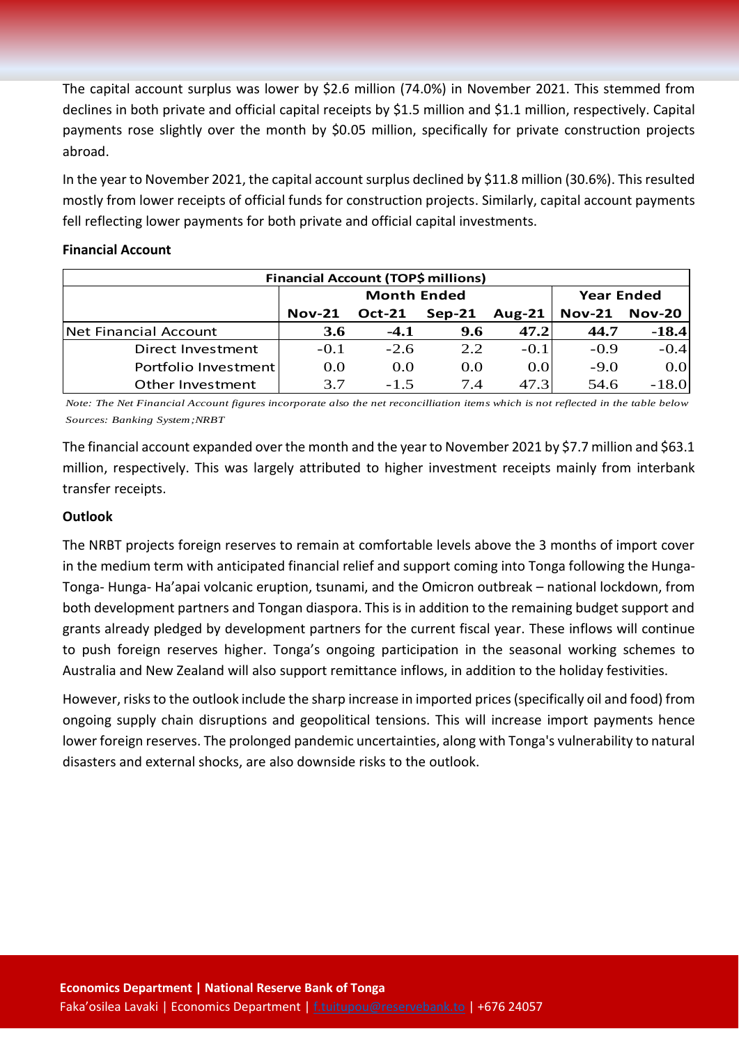The capital account surplus was lower by $2.6 million (74.0%) in November 2021. This stemmed from declines in both private and official capital receipts by $1.5 million and $1.1 million, respectively. Capital payments rose slightly over the month by $0.05 million, specifically for private construction projects abroad.

In the year to November 2021, the capital account surplus declined by $11.8 million (30.6%). This resulted mostly from lower receipts of official funds for construction projects. Similarly, capital account payments fell reflecting lower payments for both private and official capital investments.

**Financial Account**

| Financial Account (TOP$ millions) | | | | | | |
|---|---|---|---|---|---|---|
| | Month Ended | | | | Year Ended | |
| | **Nov-21** | **Oct-21** | **Sep-21** | **Aug-21** | **Nov-21** | **Nov-20** |
| Net Financial Account | **3.6** | **-4.1** | **9.6** | **47.2** | **44.7** | **-18.4** |
| Direct Investment | -0.1 | -2.6 | 2.2 | -0.1 | -0.9 | -0.4 |
| Portfolio Investment | 0.0 | 0.0 | 0.0 | 0.0 | -9.0 | 0.0 |
| Other Investment | 3.7 | -1.5 | 7.4 | 47.3 | 54.6 | -18.0 |

*Note: The Net Financial Account figures incorporate also the net reconcilliation items which is not reflected in the table below*
*Sources: Banking System;NRBT*

The financial account expanded over the month and the year to November 2021 by $7.7 million and $63.1 million, respectively. This was largely attributed to higher investment receipts mainly from interbank transfer receipts.

**Outlook**

The NRBT projects foreign reserves to remain at comfortable levels above the 3 months of import cover in the medium term with anticipated financial relief and support coming into Tonga following the Hunga-Tonga- Hunga- Ha'apai volcanic eruption, tsunami, and the Omicron outbreak – national lockdown, from both development partners and Tongan diaspora. This is in addition to the remaining budget support and grants already pledged by development partners for the current fiscal year. These inflows will continue to push foreign reserves higher. Tonga's ongoing participation in the seasonal working schemes to Australia and New Zealand will also support remittance inflows, in addition to the holiday festivities.

However, risks to the outlook include the sharp increase in imported prices (specifically oil and food) from ongoing supply chain disruptions and geopolitical tensions. This will increase import payments hence lower foreign reserves. The prolonged pandemic uncertainties, along with Tonga's vulnerability to natural disasters and external shocks, are also downside risks to the outlook.

**Economics Department | National Reserve Bank of Tonga**
Faka'osilea Lavaki | Economics Department | f.tuitupou@reservebank.to | +676 24057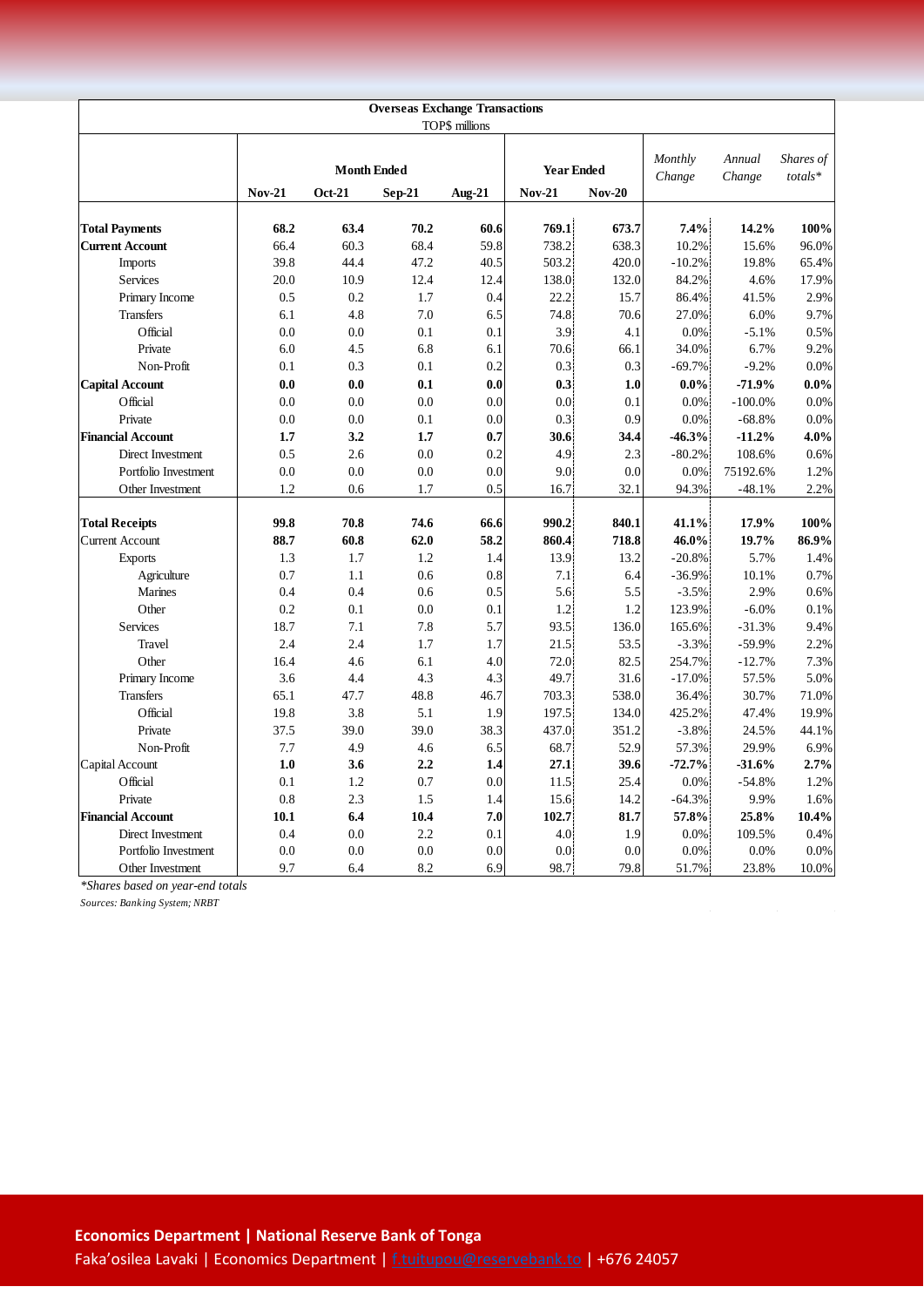**Overseas Exchange Transactions**
TOP$ millions

| | Month Ended | | | | Year Ended | | *Monthly Change* | *Annual Change* | *Shares of totals** |
|---|---|---|---|---|---|---|---|---|---|
| | **Nov-21** | **Oct-21** | **Sep-21** | **Aug-21** | **Nov-21** | **Nov-20** | | | |
| **Total Payments** | **68.2** | **63.4** | **70.2** | **60.6** | **769.1** | **673.7** | **7.4%** | **14.2%** | **100%** |
| **Current Account** | 66.4 | 60.3 | 68.4 | 59.8 | 738.2 | 638.3 | 10.2% | 15.6% | 96.0% |
| Imports | 39.8 | 44.4 | 47.2 | 40.5 | 503.2 | 420.0 | -10.2% | 19.8% | 65.4% |
| Services | 20.0 | 10.9 | 12.4 | 12.4 | 138.0 | 132.0 | 84.2% | 4.6% | 17.9% |
| Primary Income | 0.5 | 0.2 | 1.7 | 0.4 | 22.2 | 15.7 | 86.4% | 41.5% | 2.9% |
| Transfers | 6.1 | 4.8 | 7.0 | 6.5 | 74.8 | 70.6 | 27.0% | 6.0% | 9.7% |
| Official | 0.0 | 0.0 | 0.1 | 0.1 | 3.9 | 4.1 | 0.0% | -5.1% | 0.5% |
| Private | 6.0 | 4.5 | 6.8 | 6.1 | 70.6 | 66.1 | 34.0% | 6.7% | 9.2% |
| Non-Profit | 0.1 | 0.3 | 0.1 | 0.2 | 0.3 | 0.3 | -69.7% | -9.2% | 0.0% |
| **Capital Account** | **0.0** | **0.0** | **0.1** | **0.0** | **0.3** | **1.0** | **0.0%** | **-71.9%** | **0.0%** |
| Official | 0.0 | 0.0 | 0.0 | 0.0 | 0.0 | 0.1 | 0.0% | -100.0% | 0.0% |
| Private | 0.0 | 0.0 | 0.1 | 0.0 | 0.3 | 0.9 | 0.0% | -68.8% | 0.0% |
| **Financial Account** | **1.7** | **3.2** | **1.7** | **0.7** | **30.6** | **34.4** | **-46.3%** | **-11.2%** | **4.0%** |
| Direct Investment | 0.5 | 2.6 | 0.0 | 0.2 | 4.9 | 2.3 | -80.2% | 108.6% | 0.6% |
| Portfolio Investment | 0.0 | 0.0 | 0.0 | 0.0 | 9.0 | 0.0 | 0.0% | 75192.6% | 1.2% |
| Other Investment | 1.2 | 0.6 | 1.7 | 0.5 | 16.7 | 32.1 | 94.3% | -48.1% | 2.2% |
| **Total Receipts** | **99.8** | **70.8** | **74.6** | **66.6** | **990.2** | **840.1** | **41.1%** | **17.9%** | **100%** |
| Current Account | **88.7** | **60.8** | **62.0** | **58.2** | **860.4** | **718.8** | **46.0%** | **19.7%** | **86.9%** |
| Exports | 1.3 | 1.7 | 1.2 | 1.4 | 13.9 | 13.2 | -20.8% | 5.7% | 1.4% |
| Agriculture | 0.7 | 1.1 | 0.6 | 0.8 | 7.1 | 6.4 | -36.9% | 10.1% | 0.7% |
| Marines | 0.4 | 0.4 | 0.6 | 0.5 | 5.6 | 5.5 | -3.5% | 2.9% | 0.6% |
| Other | 0.2 | 0.1 | 0.0 | 0.1 | 1.2 | 1.2 | 123.9% | -6.0% | 0.1% |
| Services | 18.7 | 7.1 | 7.8 | 5.7 | 93.5 | 136.0 | 165.6% | -31.3% | 9.4% |
| Travel | 2.4 | 2.4 | 1.7 | 1.7 | 21.5 | 53.5 | -3.3% | -59.9% | 2.2% |
| Other | 16.4 | 4.6 | 6.1 | 4.0 | 72.0 | 82.5 | 254.7% | -12.7% | 7.3% |
| Primary Income | 3.6 | 4.4 | 4.3 | 4.3 | 49.7 | 31.6 | -17.0% | 57.5% | 5.0% |
| Transfers | 65.1 | 47.7 | 48.8 | 46.7 | 703.3 | 538.0 | 36.4% | 30.7% | 71.0% |
| Official | 19.8 | 3.8 | 5.1 | 1.9 | 197.5 | 134.0 | 425.2% | 47.4% | 19.9% |
| Private | 37.5 | 39.0 | 39.0 | 38.3 | 437.0 | 351.2 | -3.8% | 24.5% | 44.1% |
| Non-Profit | 7.7 | 4.9 | 4.6 | 6.5 | 68.7 | 52.9 | 57.3% | 29.9% | 6.9% |
| Capital Account | **1.0** | **3.6** | **2.2** | **1.4** | **27.1** | **39.6** | **-72.7%** | **-31.6%** | **2.7%** |
| Official | 0.1 | 1.2 | 0.7 | 0.0 | 11.5 | 25.4 | 0.0% | -54.8% | 1.2% |
| Private | 0.8 | 2.3 | 1.5 | 1.4 | 15.6 | 14.2 | -64.3% | 9.9% | 1.6% |
| **Financial Account** | **10.1** | **6.4** | **10.4** | **7.0** | **102.7** | **81.7** | **57.8%** | **25.8%** | **10.4%** |
| Direct Investment | 0.4 | 0.0 | 2.2 | 0.1 | 4.0 | 1.9 | 0.0% | 109.5% | 0.4% |
| Portfolio Investment | 0.0 | 0.0 | 0.0 | 0.0 | 0.0 | 0.0 | 0.0% | 0.0% | 0.0% |
| Other Investment | 9.7 | 6.4 | 8.2 | 6.9 | 98.7 | 79.8 | 51.7% | 23.8% | 10.0% |

*\*Shares based on year-end totals*

*Sources: Banking System; NRBT*

**Economics Department | National Reserve Bank of Tonga**

Faka'osilea Lavaki | Economics Department | f.tuitupou@reservebank.to | +676 24057